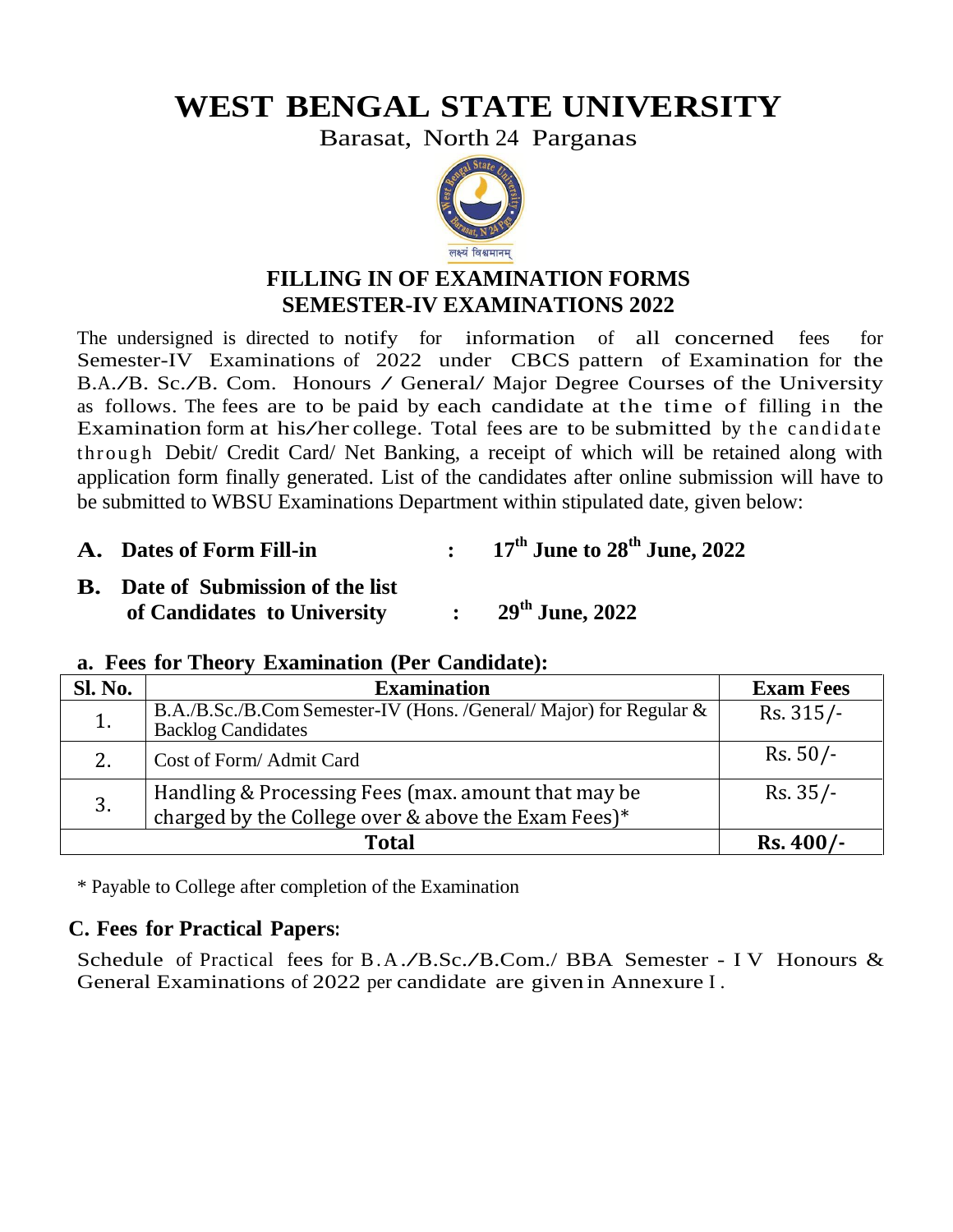# WEST BENGAL STATE UNIVERSITY

Barasat, North 24 Parganas

लक्ष्यं विश्वमानम्

## FILLING IN OF EXAMINATION FORMS
## SEMESTER-IV EXAMINATIONS 2022

The undersigned is directed to notify for information of all concerned fees for Semester-IV Examinations of 2022 under CBCS pattern of Examination for the B.A./B. Sc./B. Com. Honours / General/ Major Degree Courses of the University as follows. The fees are to be paid by each candidate at the time of filling in the Examination form at his/her college. Total fees are to be submitted by the candidate through Debit/ Credit Card/ Net Banking, a receipt of which will be retained along with application form finally generated. List of the candidates after online submission will have to be submitted to WBSU Examinations Department within stipulated date, given below:

**A. Dates of Form Fill-in : 17th June to 28th June, 2022**

**B. Date of Submission of the list of Candidates to University : 29th June, 2022**

### a. Fees for Theory Examination (Per Candidate):

| Sl. No. | Examination | Exam Fees |
|---|---|---|
| 1. | B.A./B.Sc./B.Com Semester-IV (Hons. /General/ Major) for Regular & Backlog Candidates | Rs. 315/- |
| 2. | Cost of Form/ Admit Card | Rs. 50/- |
| 3. | Handling & Processing Fees (max. amount that may be charged by the College over & above the Exam Fees)* | Rs. 35/- |
| | **Total** | **Rs. 400/-** |

\* Payable to College after completion of the Examination

### C. Fees for Practical Papers:

Schedule of Practical fees for B.A./B.Sc./B.Com./ BBA Semester - IV Honours & General Examinations of 2022 per candidate are given in Annexure I.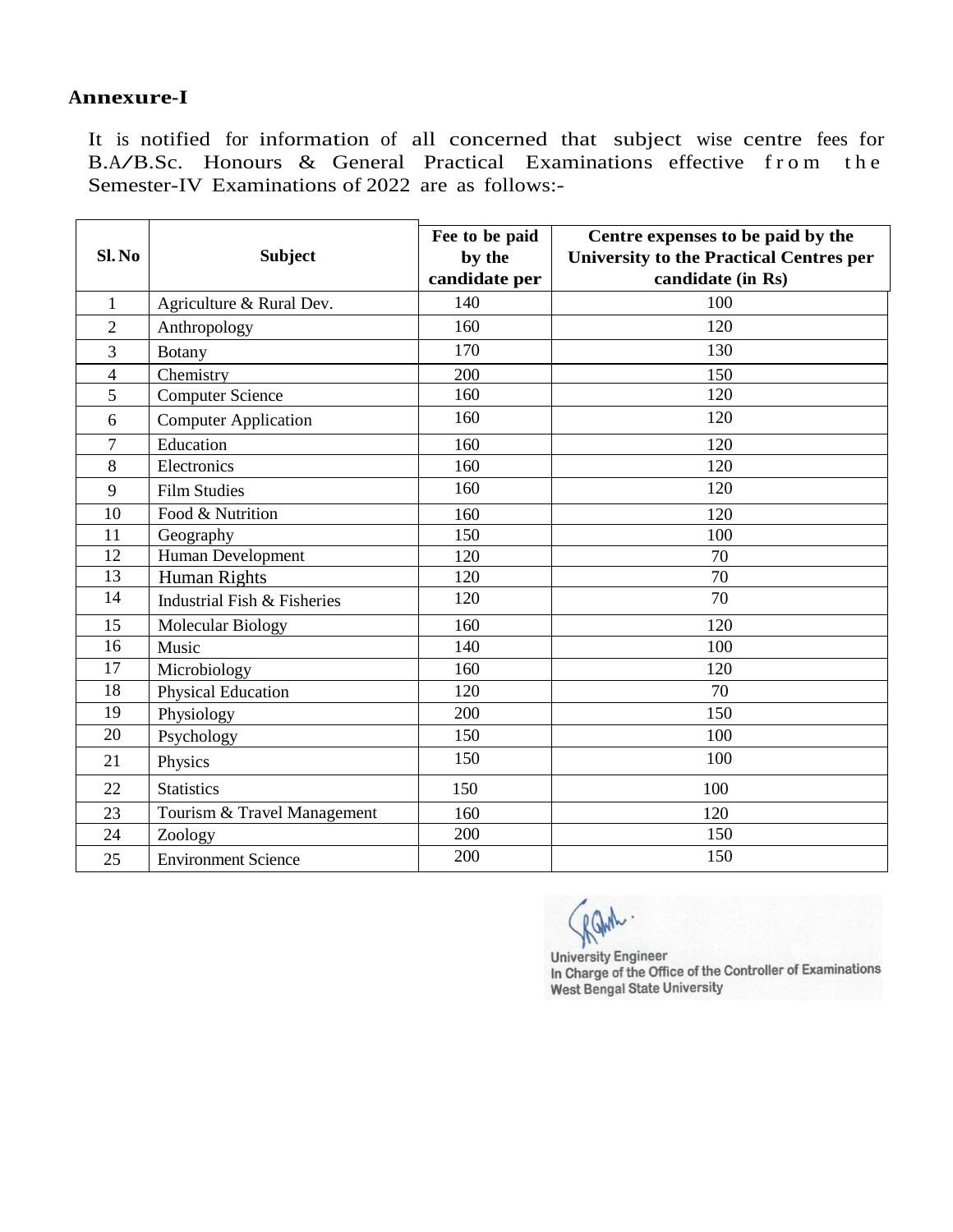**Annexure-I**

It is notified for information of all concerned that subject wise centre fees for B.A/B.Sc. Honours & General Practical Examinations effective from the Semester-IV Examinations of 2022 are as follows:-

| Sl. No | Subject | Fee to be paid by the candidate per | Centre expenses to be paid by the University to the Practical Centres per candidate (in Rs) |
|---|---|---|---|
| 1 | Agriculture & Rural Dev. | 140 | 100 |
| 2 | Anthropology | 160 | 120 |
| 3 | Botany | 170 | 130 |
| 4 | Chemistry | 200 | 150 |
| 5 | Computer Science | 160 | 120 |
| 6 | Computer Application | 160 | 120 |
| 7 | Education | 160 | 120 |
| 8 | Electronics | 160 | 120 |
| 9 | Film Studies | 160 | 120 |
| 10 | Food & Nutrition | 160 | 120 |
| 11 | Geography | 150 | 100 |
| 12 | Human Development | 120 | 70 |
| 13 | Human Rights | 120 | 70 |
| 14 | Industrial Fish & Fisheries | 120 | 70 |
| 15 | Molecular Biology | 160 | 120 |
| 16 | Music | 140 | 100 |
| 17 | Microbiology | 160 | 120 |
| 18 | Physical Education | 120 | 70 |
| 19 | Physiology | 200 | 150 |
| 20 | Psychology | 150 | 100 |
| 21 | Physics | 150 | 100 |
| 22 | Statistics | 150 | 100 |
| 23 | Tourism & Travel Management | 160 | 120 |
| 24 | Zoology | 200 | 150 |
| 25 | Environment Science | 200 | 150 |

University Engineer
In Charge of the Office of the Controller of Examinations
West Bengal State University